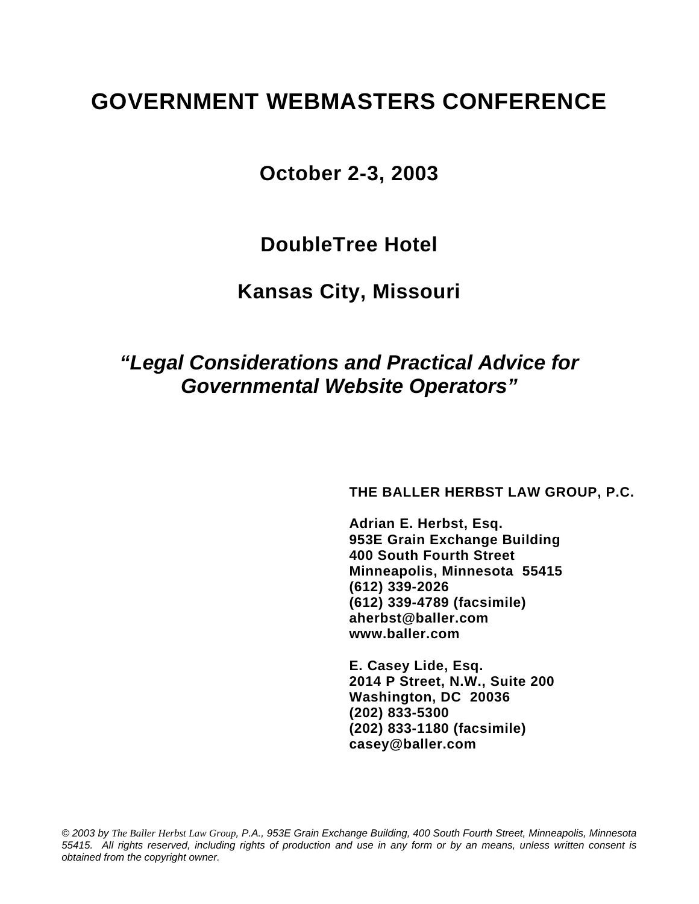# GOVERNMENT WEBMASTERS CONFERENCE

## October 2-3, 2003

## DoubleTree Hotel

## Kansas City, Missouri

## *"Legal Considerations and Practical Advice for Governmental Website Operators"*

**THE BALLER HERBST LAW GROUP, P.C.**

**Adrian E. Herbst, Esq.**
**953E Grain Exchange Building**
**400 South Fourth Street**
**Minneapolis, Minnesota 55415**
**(612) 339-2026**
**(612) 339-4789 (facsimile)**
**aherbst@baller.com**
**www.baller.com**

**E. Casey Lide, Esq.**
**2014 P Street, N.W., Suite 200**
**Washington, DC 20036**
**(202) 833-5300**
**(202) 833-1180 (facsimile)**
**casey@baller.com**

*© 2003 by The Baller Herbst Law Group, P.A., 953E Grain Exchange Building, 400 South Fourth Street, Minneapolis, Minnesota 55415. All rights reserved, including rights of production and use in any form or by an means, unless written consent is obtained from the copyright owner.*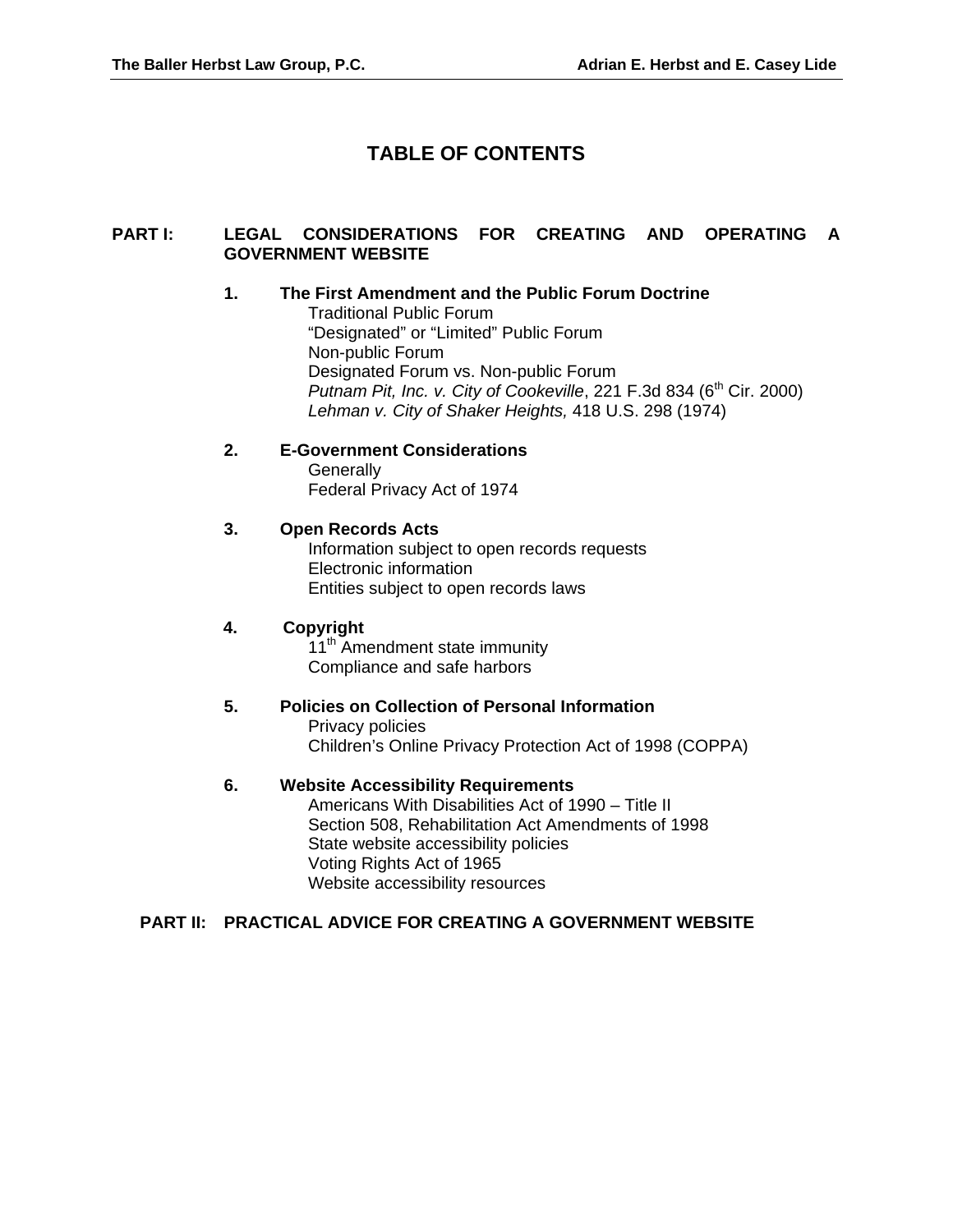# TABLE OF CONTENTS

**PART I: LEGAL CONSIDERATIONS FOR CREATING AND OPERATING A GOVERNMENT WEBSITE**

**1. The First Amendment and the Public Forum Doctrine**
- Traditional Public Forum
- "Designated" or "Limited" Public Forum
- Non-public Forum
- Designated Forum vs. Non-public Forum
- *Putnam Pit, Inc. v. City of Cookeville*, 221 F.3d 834 (6th Cir. 2000)
- *Lehman v. City of Shaker Heights,* 418 U.S. 298 (1974)

**2. E-Government Considerations**
- Generally
- Federal Privacy Act of 1974

**3. Open Records Acts**
- Information subject to open records requests
- Electronic information
- Entities subject to open records laws

**4. Copyright**
- 11th Amendment state immunity
- Compliance and safe harbors

**5. Policies on Collection of Personal Information**
- Privacy policies
- Children's Online Privacy Protection Act of 1998 (COPPA)

**6. Website Accessibility Requirements**
- Americans With Disabilities Act of 1990 – Title II
- Section 508, Rehabilitation Act Amendments of 1998
- State website accessibility policies
- Voting Rights Act of 1965
- Website accessibility resources

**PART II: PRACTICAL ADVICE FOR CREATING A GOVERNMENT WEBSITE**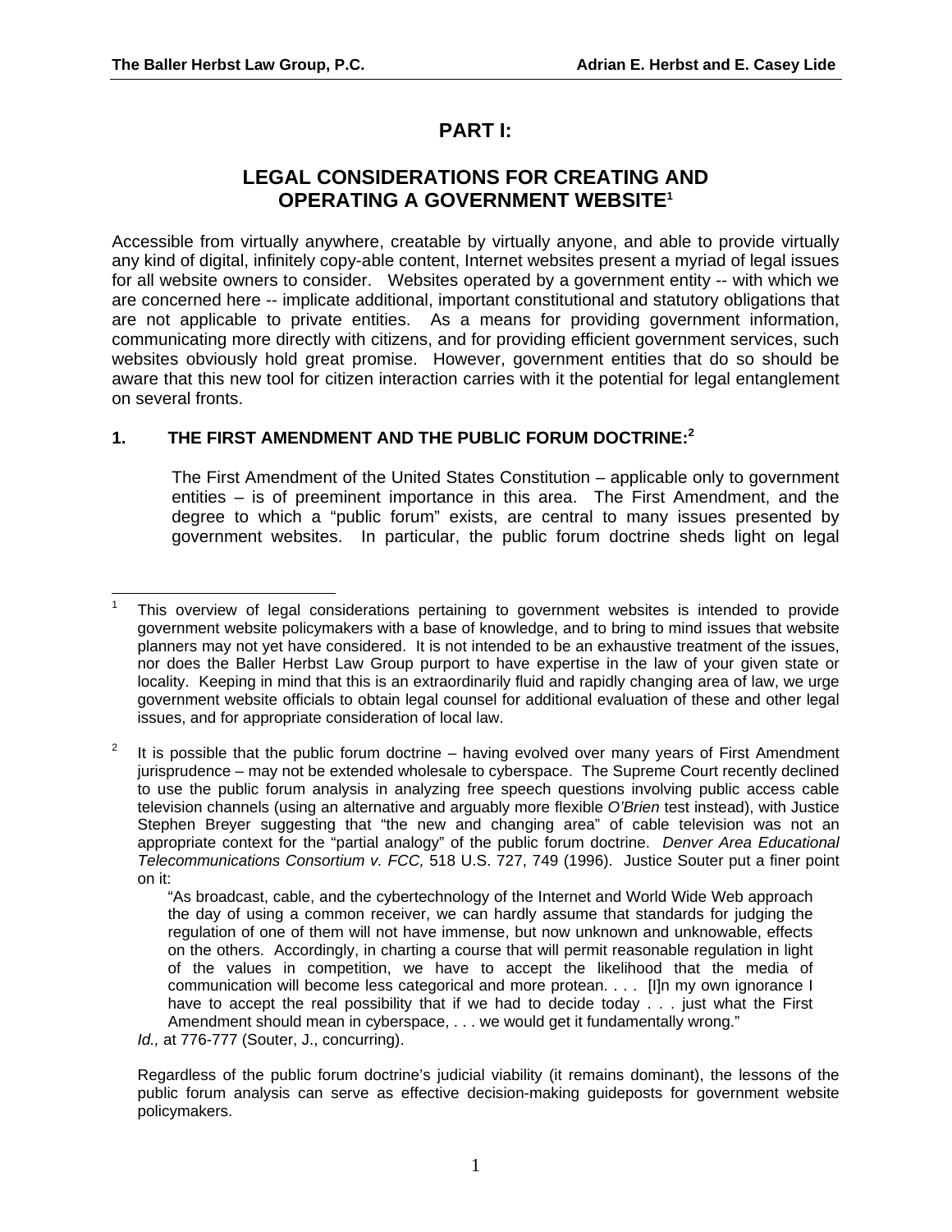# PART I:

## LEGAL CONSIDERATIONS FOR CREATING AND OPERATING A GOVERNMENT WEBSITE[1]

Accessible from virtually anywhere, creatable by virtually anyone, and able to provide virtually any kind of digital, infinitely copy-able content, Internet websites present a myriad of legal issues for all website owners to consider. Websites operated by a government entity -- with which we are concerned here -- implicate additional, important constitutional and statutory obligations that are not applicable to private entities. As a means for providing government information, communicating more directly with citizens, and for providing efficient government services, such websites obviously hold great promise. However, government entities that do so should be aware that this new tool for citizen interaction carries with it the potential for legal entanglement on several fronts.

### 1. THE FIRST AMENDMENT AND THE PUBLIC FORUM DOCTRINE:[2]

The First Amendment of the United States Constitution – applicable only to government entities – is of preeminent importance in this area. The First Amendment, and the degree to which a "public forum" exists, are central to many issues presented by government websites. In particular, the public forum doctrine sheds light on legal

---

[1] This overview of legal considerations pertaining to government websites is intended to provide government website policymakers with a base of knowledge, and to bring to mind issues that website planners may not yet have considered. It is not intended to be an exhaustive treatment of the issues, nor does the Baller Herbst Law Group purport to have expertise in the law of your given state or locality. Keeping in mind that this is an extraordinarily fluid and rapidly changing area of law, we urge government website officials to obtain legal counsel for additional evaluation of these and other legal issues, and for appropriate consideration of local law.

[2] It is possible that the public forum doctrine – having evolved over many years of First Amendment jurisprudence – may not be extended wholesale to cyberspace. The Supreme Court recently declined to use the public forum analysis in analyzing free speech questions involving public access cable television channels (using an alternative and arguably more flexible *O'Brien* test instead), with Justice Stephen Breyer suggesting that "the new and changing area" of cable television was not an appropriate context for the "partial analogy" of the public forum doctrine. *Denver Area Educational Telecommunications Consortium v. FCC,* 518 U.S. 727, 749 (1996). Justice Souter put a finer point on it:

> "As broadcast, cable, and the cybertechnology of the Internet and World Wide Web approach the day of using a common receiver, we can hardly assume that standards for judging the regulation of one of them will not have immense, but now unknown and unknowable, effects on the others. Accordingly, in charting a course that will permit reasonable regulation in light of the values in competition, we have to accept the likelihood that the media of communication will become less categorical and more protean. . . . [I]n my own ignorance I have to accept the real possibility that if we had to decide today . . . just what the First Amendment should mean in cyberspace, . . . we would get it fundamentally wrong."

*Id.,* at 776-777 (Souter, J., concurring).

Regardless of the public forum doctrine's judicial viability (it remains dominant), the lessons of the public forum analysis can serve as effective decision-making guideposts for government website policymakers.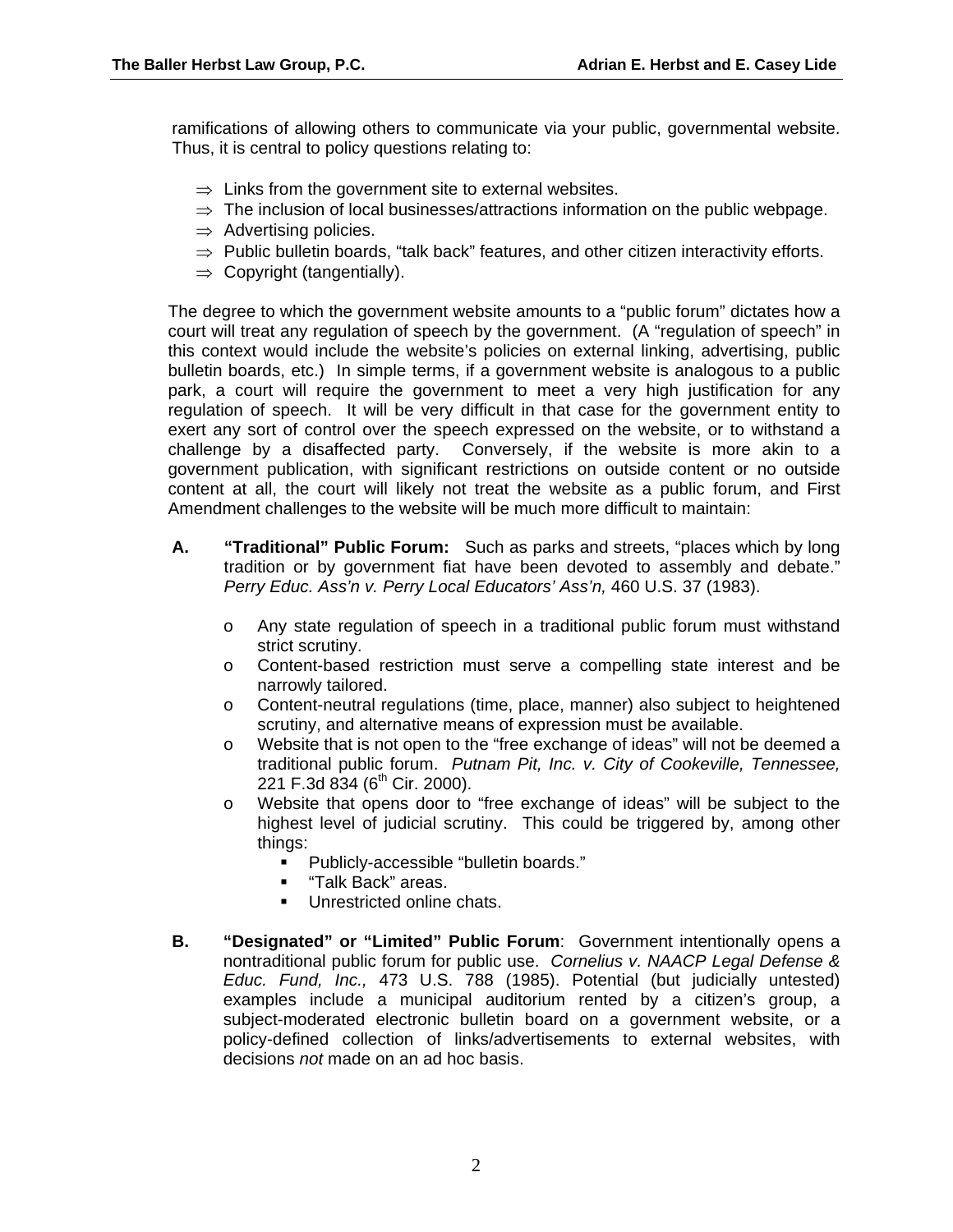ramifications of allowing others to communicate via your public, governmental website. Thus, it is central to policy questions relating to:

- ⇒ Links from the government site to external websites.
- ⇒ The inclusion of local businesses/attractions information on the public webpage.
- ⇒ Advertising policies.
- ⇒ Public bulletin boards, "talk back" features, and other citizen interactivity efforts.
- ⇒ Copyright (tangentially).

The degree to which the government website amounts to a "public forum" dictates how a court will treat any regulation of speech by the government. (A "regulation of speech" in this context would include the website's policies on external linking, advertising, public bulletin boards, etc.) In simple terms, if a government website is analogous to a public park, a court will require the government to meet a very high justification for any regulation of speech. It will be very difficult in that case for the government entity to exert any sort of control over the speech expressed on the website, or to withstand a challenge by a disaffected party. Conversely, if the website is more akin to a government publication, with significant restrictions on outside content or no outside content at all, the court will likely not treat the website as a public forum, and First Amendment challenges to the website will be much more difficult to maintain:

**A. "Traditional" Public Forum:** Such as parks and streets, "places which by long tradition or by government fiat have been devoted to assembly and debate." *Perry Educ. Ass'n v. Perry Local Educators' Ass'n,* 460 U.S. 37 (1983).

- o Any state regulation of speech in a traditional public forum must withstand strict scrutiny.
- o Content-based restriction must serve a compelling state interest and be narrowly tailored.
- o Content-neutral regulations (time, place, manner) also subject to heightened scrutiny, and alternative means of expression must be available.
- o Website that is not open to the "free exchange of ideas" will not be deemed a traditional public forum. *Putnam Pit, Inc. v. City of Cookeville, Tennessee,* 221 F.3d 834 (6th Cir. 2000).
- o Website that opens door to "free exchange of ideas" will be subject to the highest level of judicial scrutiny. This could be triggered by, among other things:
  - Publicly-accessible "bulletin boards."
  - "Talk Back" areas.
  - Unrestricted online chats.

**B. "Designated" or "Limited" Public Forum**: Government intentionally opens a nontraditional public forum for public use. *Cornelius v. NAACP Legal Defense & Educ. Fund, Inc.,* 473 U.S. 788 (1985). Potential (but judicially untested) examples include a municipal auditorium rented by a citizen's group, a subject-moderated electronic bulletin board on a government website, or a policy-defined collection of links/advertisements to external websites, with decisions *not* made on an ad hoc basis.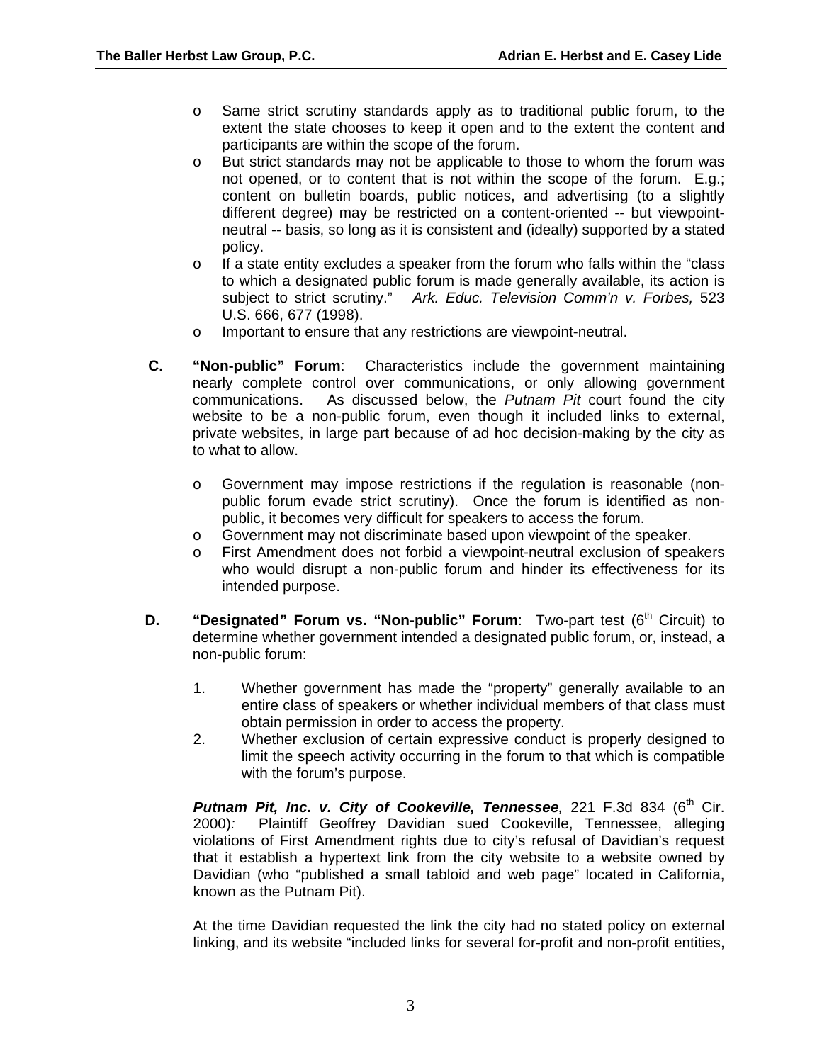- Same strict scrutiny standards apply as to traditional public forum, to the extent the state chooses to keep it open and to the extent the content and participants are within the scope of the forum.
- But strict standards may not be applicable to those to whom the forum was not opened, or to content that is not within the scope of the forum. E.g.; content on bulletin boards, public notices, and advertising (to a slightly different degree) may be restricted on a content-oriented -- but viewpoint-neutral -- basis, so long as it is consistent and (ideally) supported by a stated policy.
- If a state entity excludes a speaker from the forum who falls within the "class to which a designated public forum is made generally available, its action is subject to strict scrutiny." *Ark. Educ. Television Comm'n v. Forbes,* 523 U.S. 666, 677 (1998).
- Important to ensure that any restrictions are viewpoint-neutral.

**C. "Non-public" Forum**: Characteristics include the government maintaining nearly complete control over communications, or only allowing government communications. As discussed below, the *Putnam Pit* court found the city website to be a non-public forum, even though it included links to external, private websites, in large part because of ad hoc decision-making by the city as to what to allow.

- Government may impose restrictions if the regulation is reasonable (non-public forum evade strict scrutiny). Once the forum is identified as non-public, it becomes very difficult for speakers to access the forum.
- Government may not discriminate based upon viewpoint of the speaker.
- First Amendment does not forbid a viewpoint-neutral exclusion of speakers who would disrupt a non-public forum and hinder its effectiveness for its intended purpose.

**D. "Designated" Forum vs. "Non-public" Forum**: Two-part test (6th Circuit) to determine whether government intended a designated public forum, or, instead, a non-public forum:

1. Whether government has made the "property" generally available to an entire class of speakers or whether individual members of that class must obtain permission in order to access the property.
2. Whether exclusion of certain expressive conduct is properly designed to limit the speech activity occurring in the forum to that which is compatible with the forum's purpose.

***Putnam Pit, Inc. v. City of Cookeville, Tennessee,*** 221 F.3d 834 (6th Cir. 2000)*:* Plaintiff Geoffrey Davidian sued Cookeville, Tennessee, alleging violations of First Amendment rights due to city's refusal of Davidian's request that it establish a hypertext link from the city website to a website owned by Davidian (who "published a small tabloid and web page" located in California, known as the Putnam Pit).

At the time Davidian requested the link the city had no stated policy on external linking, and its website "included links for several for-profit and non-profit entities,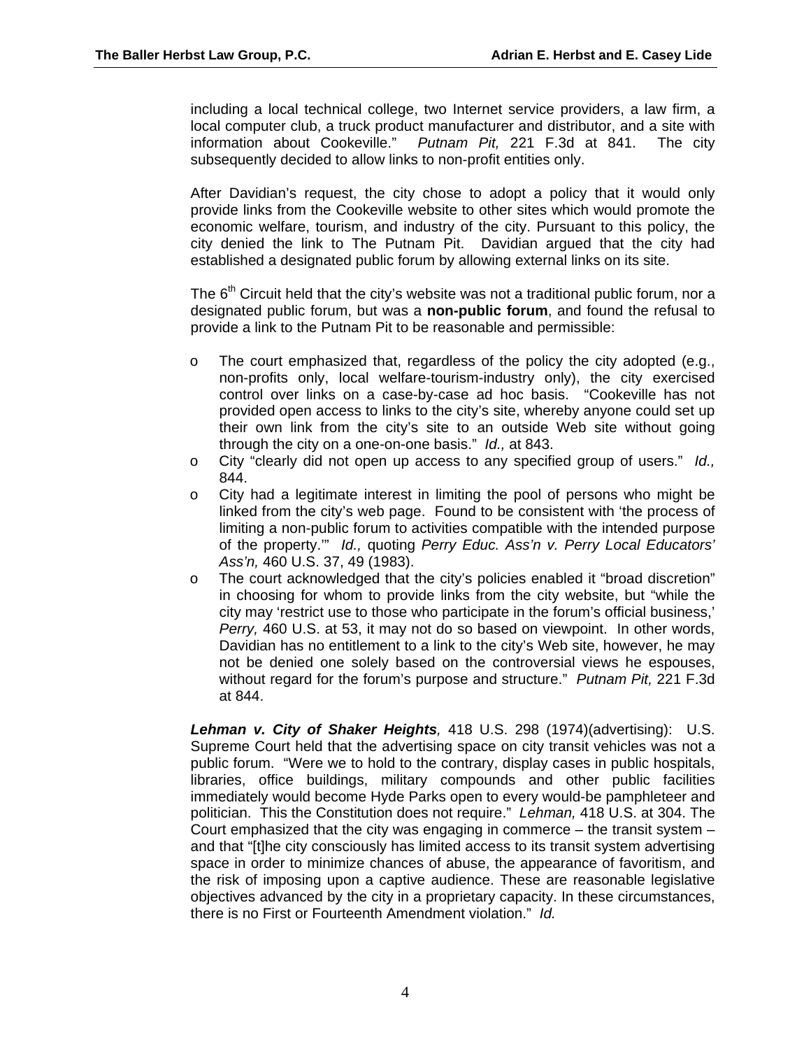including a local technical college, two Internet service providers, a law firm, a local computer club, a truck product manufacturer and distributor, and a site with information about Cookeville." *Putnam Pit,* 221 F.3d at 841. The city subsequently decided to allow links to non-profit entities only.

After Davidian's request, the city chose to adopt a policy that it would only provide links from the Cookeville website to other sites which would promote the economic welfare, tourism, and industry of the city. Pursuant to this policy, the city denied the link to The Putnam Pit. Davidian argued that the city had established a designated public forum by allowing external links on its site.

The 6th Circuit held that the city's website was not a traditional public forum, nor a designated public forum, but was a **non-public forum**, and found the refusal to provide a link to the Putnam Pit to be reasonable and permissible:

- The court emphasized that, regardless of the policy the city adopted (e.g., non-profits only, local welfare-tourism-industry only), the city exercised control over links on a case-by-case ad hoc basis. "Cookeville has not provided open access to links to the city's site, whereby anyone could set up their own link from the city's site to an outside Web site without going through the city on a one-on-one basis." *Id.,* at 843.
- City "clearly did not open up access to any specified group of users." *Id.,* 844.
- City had a legitimate interest in limiting the pool of persons who might be linked from the city's web page. Found to be consistent with 'the process of limiting a non-public forum to activities compatible with the intended purpose of the property.'" *Id.,* quoting *Perry Educ. Ass'n v. Perry Local Educators' Ass'n,* 460 U.S. 37, 49 (1983).
- The court acknowledged that the city's policies enabled it "broad discretion" in choosing for whom to provide links from the city website, but "while the city may 'restrict use to those who participate in the forum's official business,' *Perry,* 460 U.S. at 53, it may not do so based on viewpoint. In other words, Davidian has no entitlement to a link to the city's Web site, however, he may not be denied one solely based on the controversial views he espouses, without regard for the forum's purpose and structure." *Putnam Pit,* 221 F.3d at 844.

***Lehman v. City of Shaker Heights**,* 418 U.S. 298 (1974)(advertising): U.S. Supreme Court held that the advertising space on city transit vehicles was not a public forum. "Were we to hold to the contrary, display cases in public hospitals, libraries, office buildings, military compounds and other public facilities immediately would become Hyde Parks open to every would-be pamphleteer and politician. This the Constitution does not require." *Lehman,* 418 U.S. at 304. The Court emphasized that the city was engaging in commerce – the transit system – and that "[t]he city consciously has limited access to its transit system advertising space in order to minimize chances of abuse, the appearance of favoritism, and the risk of imposing upon a captive audience. These are reasonable legislative objectives advanced by the city in a proprietary capacity. In these circumstances, there is no First or Fourteenth Amendment violation." *Id.*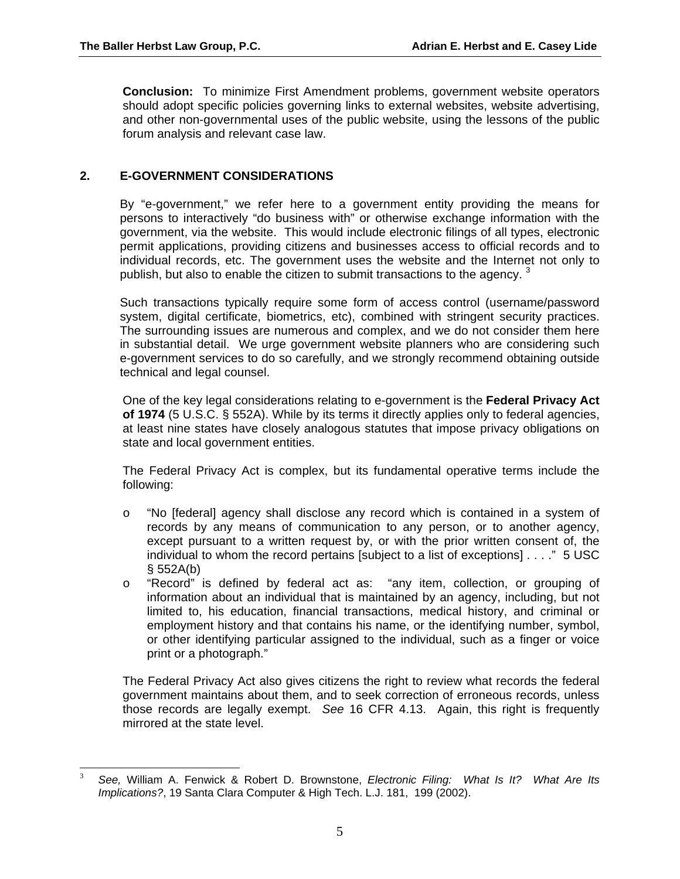**Conclusion:** To minimize First Amendment problems, government website operators should adopt specific policies governing links to external websites, website advertising, and other non-governmental uses of the public website, using the lessons of the public forum analysis and relevant case law.

## 2. E-GOVERNMENT CONSIDERATIONS

By "e-government," we refer here to a government entity providing the means for persons to interactively "do business with" or otherwise exchange information with the government, via the website. This would include electronic filings of all types, electronic permit applications, providing citizens and businesses access to official records and to individual records, etc. The government uses the website and the Internet not only to publish, but also to enable the citizen to submit transactions to the agency. [3]

Such transactions typically require some form of access control (username/password system, digital certificate, biometrics, etc), combined with stringent security practices. The surrounding issues are numerous and complex, and we do not consider them here in substantial detail. We urge government website planners who are considering such e-government services to do so carefully, and we strongly recommend obtaining outside technical and legal counsel.

One of the key legal considerations relating to e-government is the **Federal Privacy Act of 1974** (5 U.S.C. § 552A). While by its terms it directly applies only to federal agencies, at least nine states have closely analogous statutes that impose privacy obligations on state and local government entities.

The Federal Privacy Act is complex, but its fundamental operative terms include the following:

- "No [federal] agency shall disclose any record which is contained in a system of records by any means of communication to any person, or to another agency, except pursuant to a written request by, or with the prior written consent of, the individual to whom the record pertains [subject to a list of exceptions] . . . ." 5 USC § 552A(b)
- "Record" is defined by federal act as: "any item, collection, or grouping of information about an individual that is maintained by an agency, including, but not limited to, his education, financial transactions, medical history, and criminal or employment history and that contains his name, or the identifying number, symbol, or other identifying particular assigned to the individual, such as a finger or voice print or a photograph."

The Federal Privacy Act also gives citizens the right to review what records the federal government maintains about them, and to seek correction of erroneous records, unless those records are legally exempt. *See* 16 CFR 4.13. Again, this right is frequently mirrored at the state level.

---

[3] *See,* William A. Fenwick & Robert D. Brownstone, *Electronic Filing: What Is It? What Are Its Implications?*, 19 Santa Clara Computer & High Tech. L.J. 181, 199 (2002).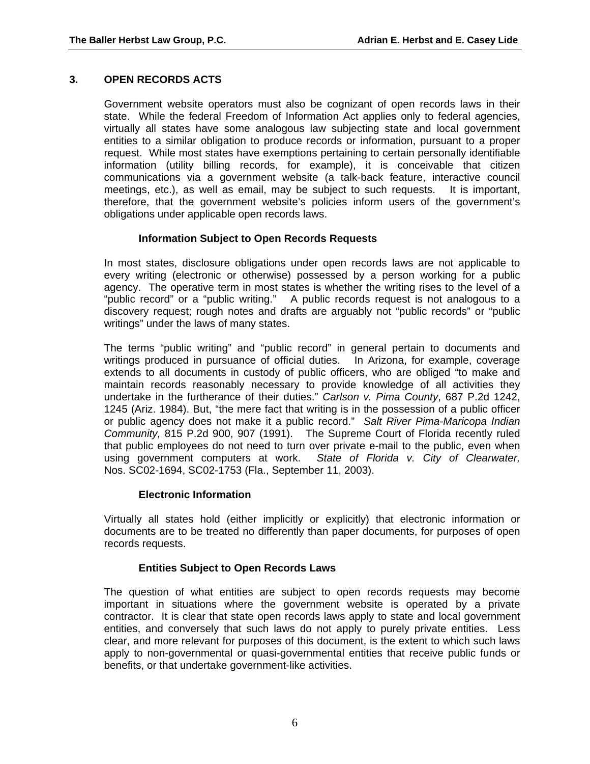## 3. OPEN RECORDS ACTS

Government website operators must also be cognizant of open records laws in their state. While the federal Freedom of Information Act applies only to federal agencies, virtually all states have some analogous law subjecting state and local government entities to a similar obligation to produce records or information, pursuant to a proper request. While most states have exemptions pertaining to certain personally identifiable information (utility billing records, for example), it is conceivable that citizen communications via a government website (a talk-back feature, interactive council meetings, etc.), as well as email, may be subject to such requests. It is important, therefore, that the government website's policies inform users of the government's obligations under applicable open records laws.

### Information Subject to Open Records Requests

In most states, disclosure obligations under open records laws are not applicable to every writing (electronic or otherwise) possessed by a person working for a public agency. The operative term in most states is whether the writing rises to the level of a "public record" or a "public writing." A public records request is not analogous to a discovery request; rough notes and drafts are arguably not "public records" or "public writings" under the laws of many states.

The terms "public writing" and "public record" in general pertain to documents and writings produced in pursuance of official duties. In Arizona, for example, coverage extends to all documents in custody of public officers, who are obliged "to make and maintain records reasonably necessary to provide knowledge of all activities they undertake in the furtherance of their duties." *Carlson v. Pima County*, 687 P.2d 1242, 1245 (Ariz. 1984). But, "the mere fact that writing is in the possession of a public officer or public agency does not make it a public record." *Salt River Pima-Maricopa Indian Community,* 815 P.2d 900, 907 (1991). The Supreme Court of Florida recently ruled that public employees do not need to turn over private e-mail to the public, even when using government computers at work. *State of Florida v. City of Clearwater,* Nos. SC02-1694, SC02-1753 (Fla., September 11, 2003).

### Electronic Information

Virtually all states hold (either implicitly or explicitly) that electronic information or documents are to be treated no differently than paper documents, for purposes of open records requests.

### Entities Subject to Open Records Laws

The question of what entities are subject to open records requests may become important in situations where the government website is operated by a private contractor. It is clear that state open records laws apply to state and local government entities, and conversely that such laws do not apply to purely private entities. Less clear, and more relevant for purposes of this document, is the extent to which such laws apply to non-governmental or quasi-governmental entities that receive public funds or benefits, or that undertake government-like activities.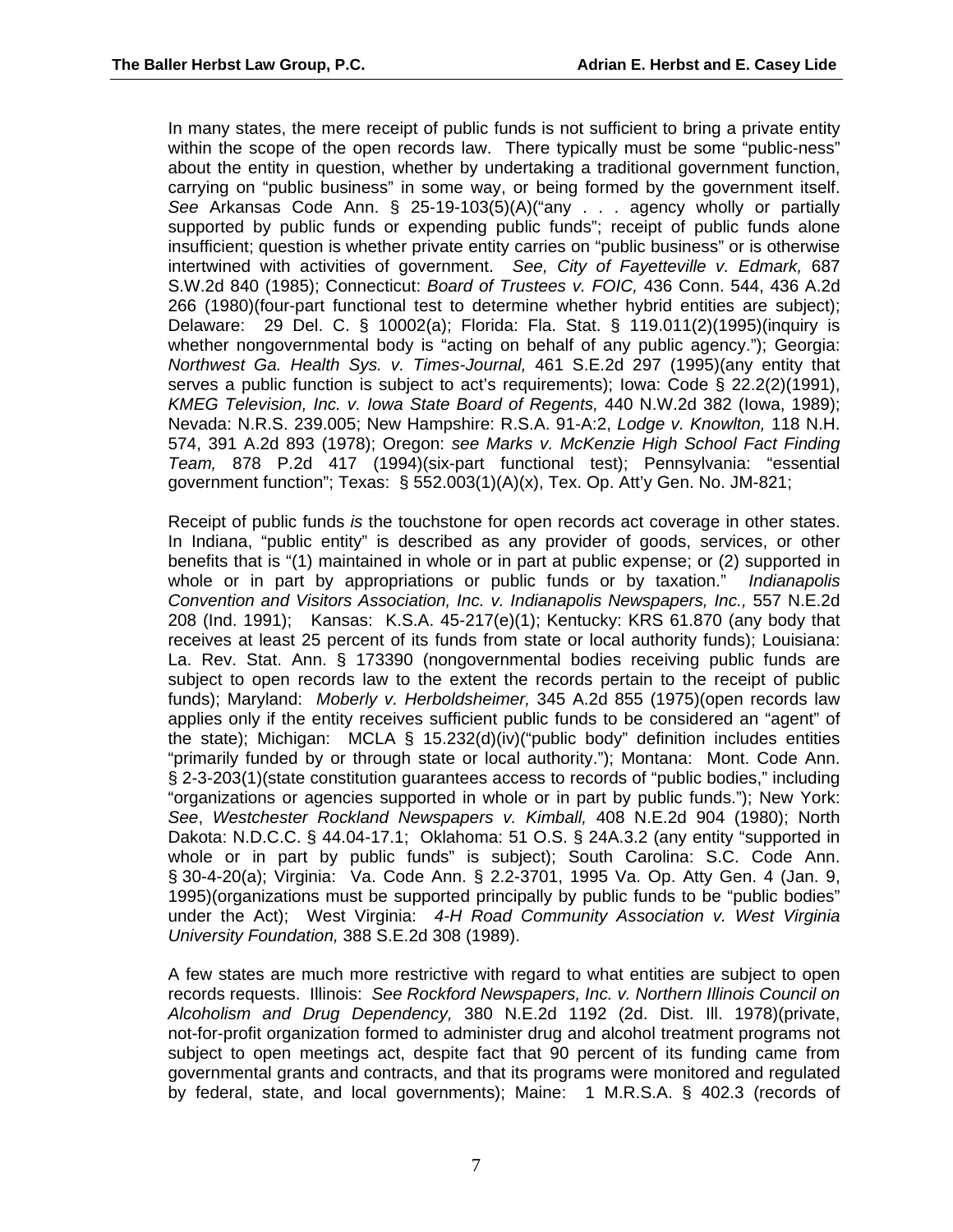In many states, the mere receipt of public funds is not sufficient to bring a private entity within the scope of the open records law. There typically must be some "public-ness" about the entity in question, whether by undertaking a traditional government function, carrying on "public business" in some way, or being formed by the government itself. *See* Arkansas Code Ann. § 25-19-103(5)(A)("any . . . agency wholly or partially supported by public funds or expending public funds"; receipt of public funds alone insufficient; question is whether private entity carries on "public business" or is otherwise intertwined with activities of government. *See, City of Fayetteville v. Edmark,* 687 S.W.2d 840 (1985); Connecticut: *Board of Trustees v. FOIC,* 436 Conn. 544, 436 A.2d 266 (1980)(four-part functional test to determine whether hybrid entities are subject); Delaware: 29 Del. C. § 10002(a); Florida: Fla. Stat. § 119.011(2)(1995)(inquiry is whether nongovernmental body is "acting on behalf of any public agency."); Georgia: *Northwest Ga. Health Sys. v. Times-Journal,* 461 S.E.2d 297 (1995)(any entity that serves a public function is subject to act's requirements); Iowa: Code § 22.2(2)(1991), *KMEG Television, Inc. v. Iowa State Board of Regents,* 440 N.W.2d 382 (Iowa, 1989); Nevada: N.R.S. 239.005; New Hampshire: R.S.A. 91-A:2, *Lodge v. Knowlton,* 118 N.H. 574, 391 A.2d 893 (1978); Oregon: *see Marks v. McKenzie High School Fact Finding Team,* 878 P.2d 417 (1994)(six-part functional test); Pennsylvania: "essential government function"; Texas: § 552.003(1)(A)(x), Tex. Op. Att'y Gen. No. JM-821;

Receipt of public funds *is* the touchstone for open records act coverage in other states. In Indiana, "public entity" is described as any provider of goods, services, or other benefits that is "(1) maintained in whole or in part at public expense; or (2) supported in whole or in part by appropriations or public funds or by taxation." *Indianapolis Convention and Visitors Association, Inc. v. Indianapolis Newspapers, Inc.,* 557 N.E.2d 208 (Ind. 1991); Kansas: K.S.A. 45-217(e)(1); Kentucky: KRS 61.870 (any body that receives at least 25 percent of its funds from state or local authority funds); Louisiana: La. Rev. Stat. Ann. § 173390 (nongovernmental bodies receiving public funds are subject to open records law to the extent the records pertain to the receipt of public funds); Maryland: *Moberly v. Herboldsheimer,* 345 A.2d 855 (1975)(open records law applies only if the entity receives sufficient public funds to be considered an "agent" of the state); Michigan: MCLA § 15.232(d)(iv)("public body" definition includes entities "primarily funded by or through state or local authority."); Montana: Mont. Code Ann. § 2-3-203(1)(state constitution guarantees access to records of "public bodies," including "organizations or agencies supported in whole or in part by public funds."); New York: *See*, *Westchester Rockland Newspapers v. Kimball,* 408 N.E.2d 904 (1980); North Dakota: N.D.C.C. § 44.04-17.1; Oklahoma: 51 O.S. § 24A.3.2 (any entity "supported in whole or in part by public funds" is subject); South Carolina: S.C. Code Ann. § 30-4-20(a); Virginia: Va. Code Ann. § 2.2-3701, 1995 Va. Op. Atty Gen. 4 (Jan. 9, 1995)(organizations must be supported principally by public funds to be "public bodies" under the Act); West Virginia: *4-H Road Community Association v. West Virginia University Foundation,* 388 S.E.2d 308 (1989).

A few states are much more restrictive with regard to what entities are subject to open records requests. Illinois: *See Rockford Newspapers, Inc. v. Northern Illinois Council on Alcoholism and Drug Dependency,* 380 N.E.2d 1192 (2d. Dist. Ill. 1978)(private, not-for-profit organization formed to administer drug and alcohol treatment programs not subject to open meetings act, despite fact that 90 percent of its funding came from governmental grants and contracts, and that its programs were monitored and regulated by federal, state, and local governments); Maine: 1 M.R.S.A. § 402.3 (records of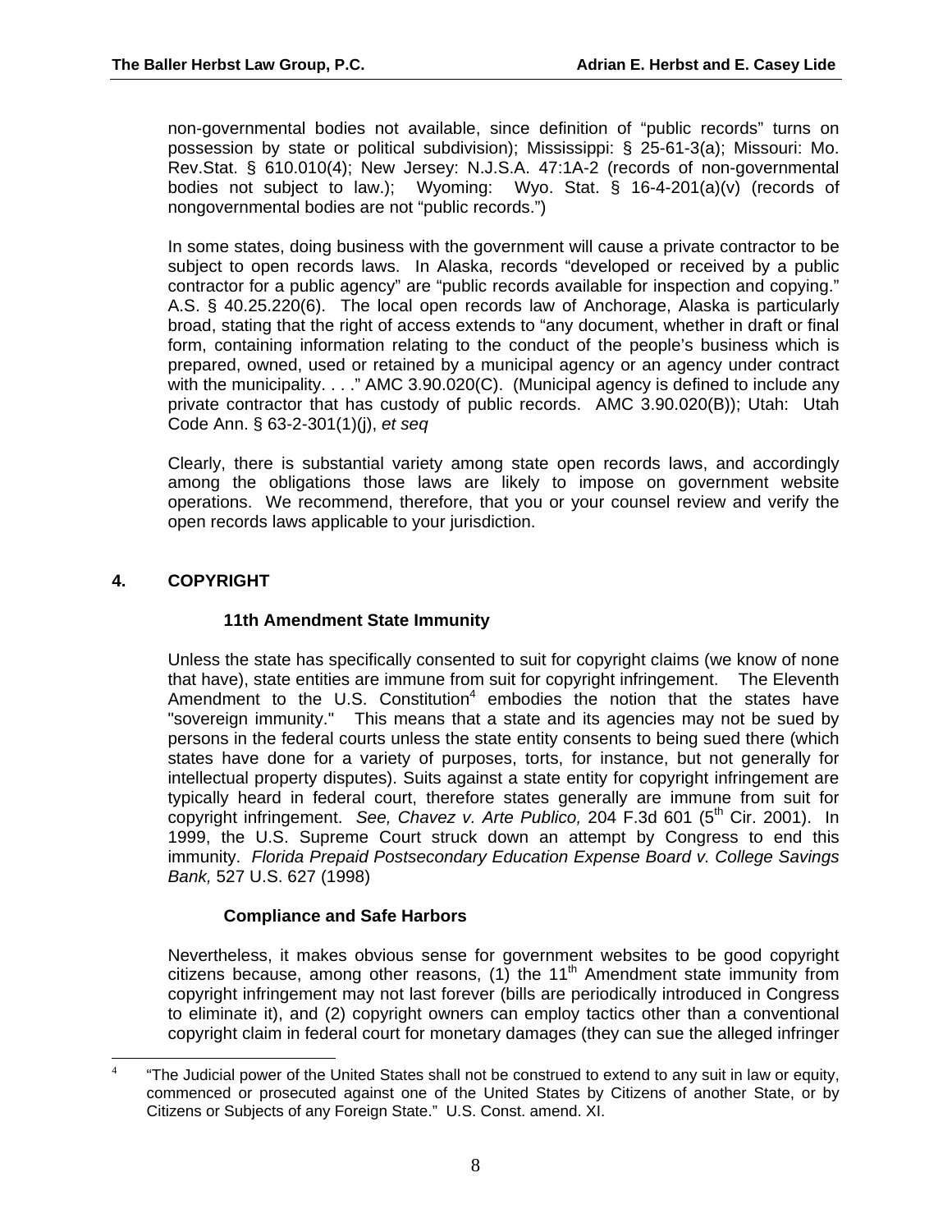non-governmental bodies not available, since definition of "public records" turns on possession by state or political subdivision); Mississippi: § 25-61-3(a); Missouri: Mo. Rev.Stat. § 610.010(4); New Jersey: N.J.S.A. 47:1A-2 (records of non-governmental bodies not subject to law.); Wyoming: Wyo. Stat. § 16-4-201(a)(v) (records of nongovernmental bodies are not "public records.")

In some states, doing business with the government will cause a private contractor to be subject to open records laws. In Alaska, records "developed or received by a public contractor for a public agency" are "public records available for inspection and copying." A.S. § 40.25.220(6). The local open records law of Anchorage, Alaska is particularly broad, stating that the right of access extends to "any document, whether in draft or final form, containing information relating to the conduct of the people's business which is prepared, owned, used or retained by a municipal agency or an agency under contract with the municipality. . . ." AMC 3.90.020(C). (Municipal agency is defined to include any private contractor that has custody of public records. AMC 3.90.020(B)); Utah: Utah Code Ann. § 63-2-301(1)(j), *et seq*

Clearly, there is substantial variety among state open records laws, and accordingly among the obligations those laws are likely to impose on government website operations. We recommend, therefore, that you or your counsel review and verify the open records laws applicable to your jurisdiction.

## 4. COPYRIGHT

### 11th Amendment State Immunity

Unless the state has specifically consented to suit for copyright claims (we know of none that have), state entities are immune from suit for copyright infringement. The Eleventh Amendment to the U.S. Constitution[4] embodies the notion that the states have "sovereign immunity." This means that a state and its agencies may not be sued by persons in the federal courts unless the state entity consents to being sued there (which states have done for a variety of purposes, torts, for instance, but not generally for intellectual property disputes). Suits against a state entity for copyright infringement are typically heard in federal court, therefore states generally are immune from suit for copyright infringement. *See, Chavez v. Arte Publico,* 204 F.3d 601 (5th Cir. 2001). In 1999, the U.S. Supreme Court struck down an attempt by Congress to end this immunity. *Florida Prepaid Postsecondary Education Expense Board v. College Savings Bank,* 527 U.S. 627 (1998)

### Compliance and Safe Harbors

Nevertheless, it makes obvious sense for government websites to be good copyright citizens because, among other reasons, (1) the 11th Amendment state immunity from copyright infringement may not last forever (bills are periodically introduced in Congress to eliminate it), and (2) copyright owners can employ tactics other than a conventional copyright claim in federal court for monetary damages (they can sue the alleged infringer

---

[4] "The Judicial power of the United States shall not be construed to extend to any suit in law or equity, commenced or prosecuted against one of the United States by Citizens of another State, or by Citizens or Subjects of any Foreign State." U.S. Const. amend. XI.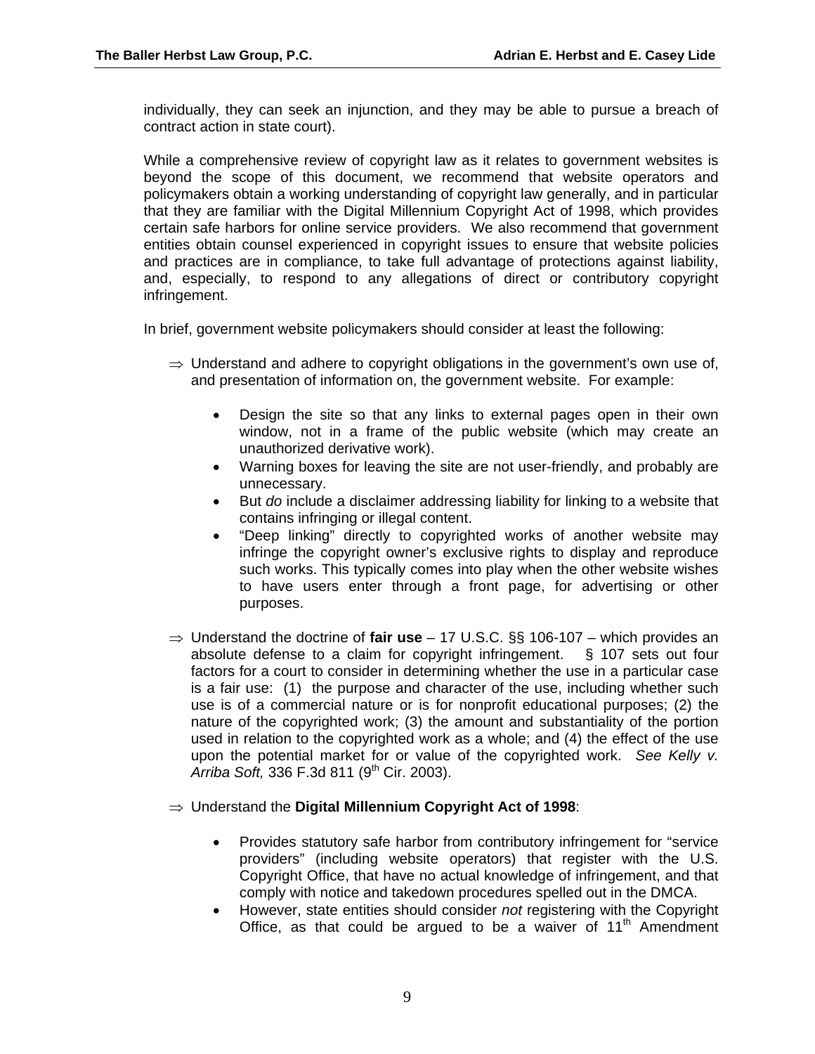individually, they can seek an injunction, and they may be able to pursue a breach of contract action in state court).

While a comprehensive review of copyright law as it relates to government websites is beyond the scope of this document, we recommend that website operators and policymakers obtain a working understanding of copyright law generally, and in particular that they are familiar with the Digital Millennium Copyright Act of 1998, which provides certain safe harbors for online service providers. We also recommend that government entities obtain counsel experienced in copyright issues to ensure that website policies and practices are in compliance, to take full advantage of protections against liability, and, especially, to respond to any allegations of direct or contributory copyright infringement.

In brief, government website policymakers should consider at least the following:

⇒ Understand and adhere to copyright obligations in the government's own use of, and presentation of information on, the government website. For example:

- Design the site so that any links to external pages open in their own window, not in a frame of the public website (which may create an unauthorized derivative work).
- Warning boxes for leaving the site are not user-friendly, and probably are unnecessary.
- But *do* include a disclaimer addressing liability for linking to a website that contains infringing or illegal content.
- "Deep linking" directly to copyrighted works of another website may infringe the copyright owner's exclusive rights to display and reproduce such works. This typically comes into play when the other website wishes to have users enter through a front page, for advertising or other purposes.

⇒ Understand the doctrine of **fair use** – 17 U.S.C. §§ 106-107 – which provides an absolute defense to a claim for copyright infringement. § 107 sets out four factors for a court to consider in determining whether the use in a particular case is a fair use: (1) the purpose and character of the use, including whether such use is of a commercial nature or is for nonprofit educational purposes; (2) the nature of the copyrighted work; (3) the amount and substantiality of the portion used in relation to the copyrighted work as a whole; and (4) the effect of the use upon the potential market for or value of the copyrighted work. *See Kelly v. Arriba Soft,* 336 F.3d 811 (9th Cir. 2003).

⇒ Understand the **Digital Millennium Copyright Act of 1998**:

- Provides statutory safe harbor from contributory infringement for "service providers" (including website operators) that register with the U.S. Copyright Office, that have no actual knowledge of infringement, and that comply with notice and takedown procedures spelled out in the DMCA.
- However, state entities should consider *not* registering with the Copyright Office, as that could be argued to be a waiver of 11th Amendment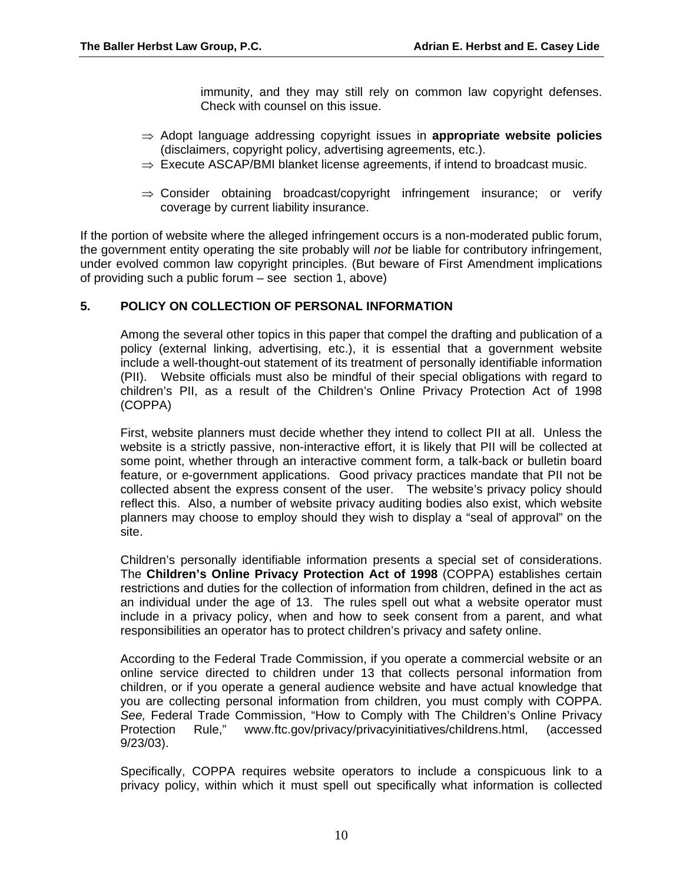immunity, and they may still rely on common law copyright defenses. Check with counsel on this issue.

- ⇒ Adopt language addressing copyright issues in **appropriate website policies** (disclaimers, copyright policy, advertising agreements, etc.).
- ⇒ Execute ASCAP/BMI blanket license agreements, if intend to broadcast music.
- ⇒ Consider obtaining broadcast/copyright infringement insurance; or verify coverage by current liability insurance.

If the portion of website where the alleged infringement occurs is a non-moderated public forum, the government entity operating the site probably will *not* be liable for contributory infringement, under evolved common law copyright principles. (But beware of First Amendment implications of providing such a public forum – see section 1, above)

## 5. POLICY ON COLLECTION OF PERSONAL INFORMATION

Among the several other topics in this paper that compel the drafting and publication of a policy (external linking, advertising, etc.), it is essential that a government website include a well-thought-out statement of its treatment of personally identifiable information (PII). Website officials must also be mindful of their special obligations with regard to children's PII, as a result of the Children's Online Privacy Protection Act of 1998 (COPPA)

First, website planners must decide whether they intend to collect PII at all. Unless the website is a strictly passive, non-interactive effort, it is likely that PII will be collected at some point, whether through an interactive comment form, a talk-back or bulletin board feature, or e-government applications. Good privacy practices mandate that PII not be collected absent the express consent of the user. The website's privacy policy should reflect this. Also, a number of website privacy auditing bodies also exist, which website planners may choose to employ should they wish to display a "seal of approval" on the site.

Children's personally identifiable information presents a special set of considerations. The **Children's Online Privacy Protection Act of 1998** (COPPA) establishes certain restrictions and duties for the collection of information from children, defined in the act as an individual under the age of 13. The rules spell out what a website operator must include in a privacy policy, when and how to seek consent from a parent, and what responsibilities an operator has to protect children's privacy and safety online.

According to the Federal Trade Commission, if you operate a commercial website or an online service directed to children under 13 that collects personal information from children, or if you operate a general audience website and have actual knowledge that you are collecting personal information from children, you must comply with COPPA. *See,* Federal Trade Commission, "How to Comply with The Children's Online Privacy Protection Rule," www.ftc.gov/privacy/privacyinitiatives/childrens.html, (accessed 9/23/03).

Specifically, COPPA requires website operators to include a conspicuous link to a privacy policy, within which it must spell out specifically what information is collected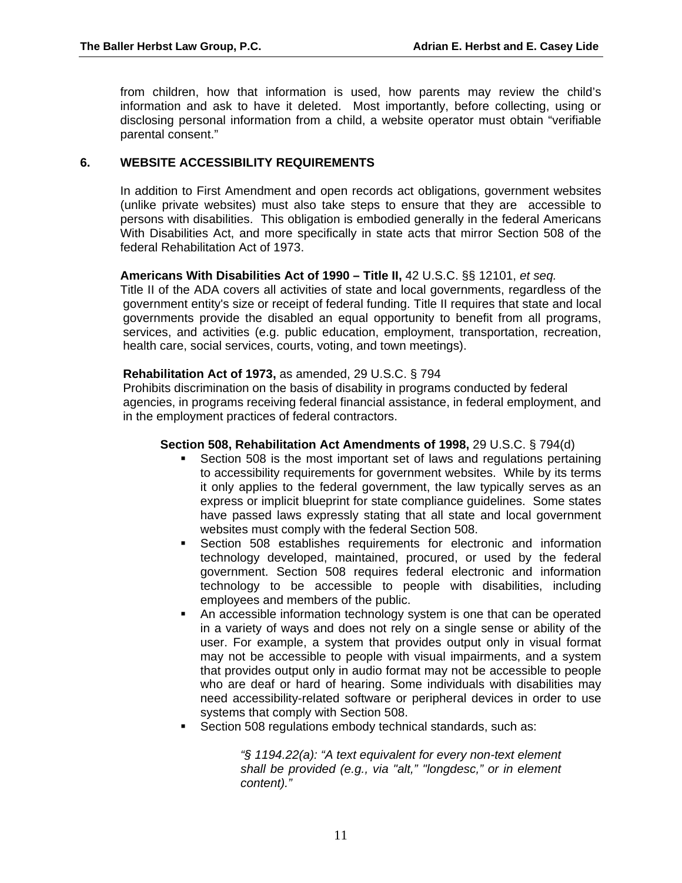from children, how that information is used, how parents may review the child's information and ask to have it deleted. Most importantly, before collecting, using or disclosing personal information from a child, a website operator must obtain "verifiable parental consent."

## 6. WEBSITE ACCESSIBILITY REQUIREMENTS

In addition to First Amendment and open records act obligations, government websites (unlike private websites) must also take steps to ensure that they are accessible to persons with disabilities. This obligation is embodied generally in the federal Americans With Disabilities Act, and more specifically in state acts that mirror Section 508 of the federal Rehabilitation Act of 1973.

**Americans With Disabilities Act of 1990 – Title II,** 42 U.S.C. §§ 12101, *et seq.*
Title II of the ADA covers all activities of state and local governments, regardless of the government entity's size or receipt of federal funding. Title II requires that state and local governments provide the disabled an equal opportunity to benefit from all programs, services, and activities (e.g. public education, employment, transportation, recreation, health care, social services, courts, voting, and town meetings).

**Rehabilitation Act of 1973,** as amended, 29 U.S.C. § 794
Prohibits discrimination on the basis of disability in programs conducted by federal agencies, in programs receiving federal financial assistance, in federal employment, and in the employment practices of federal contractors.

**Section 508, Rehabilitation Act Amendments of 1998,** 29 U.S.C. § 794(d)

- Section 508 is the most important set of laws and regulations pertaining to accessibility requirements for government websites. While by its terms it only applies to the federal government, the law typically serves as an express or implicit blueprint for state compliance guidelines. Some states have passed laws expressly stating that all state and local government websites must comply with the federal Section 508.
- Section 508 establishes requirements for electronic and information technology developed, maintained, procured, or used by the federal government. Section 508 requires federal electronic and information technology to be accessible to people with disabilities, including employees and members of the public.
- An accessible information technology system is one that can be operated in a variety of ways and does not rely on a single sense or ability of the user. For example, a system that provides output only in visual format may not be accessible to people with visual impairments, and a system that provides output only in audio format may not be accessible to people who are deaf or hard of hearing. Some individuals with disabilities may need accessibility-related software or peripheral devices in order to use systems that comply with Section 508.
- Section 508 regulations embody technical standards, such as:

> *"§ 1194.22(a): "A text equivalent for every non-text element shall be provided (e.g., via "alt," "longdesc," or in element content)."*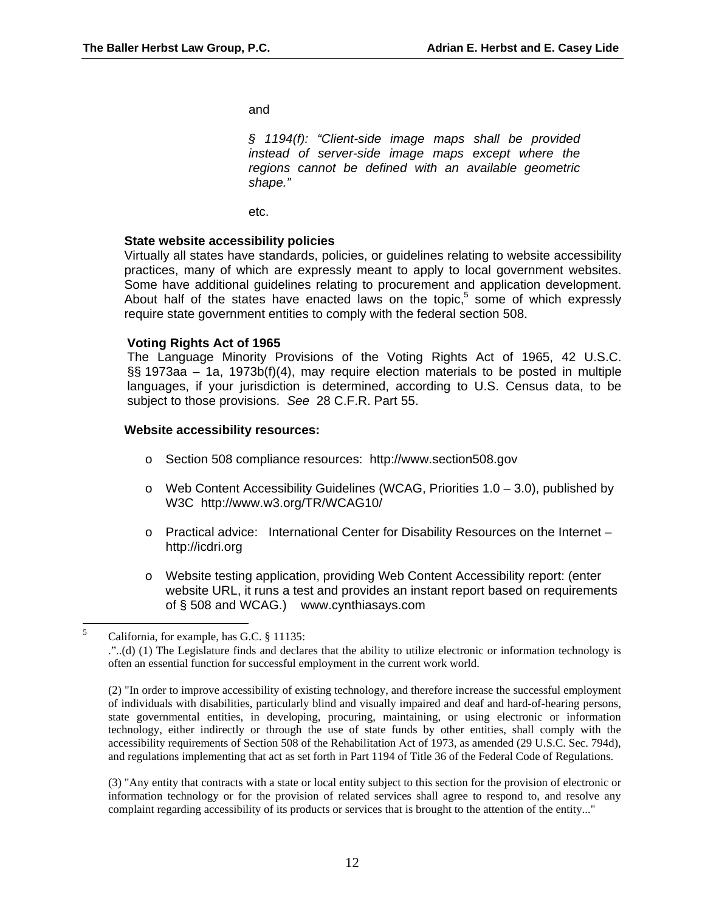and

*§ 1194(f): "Client-side image maps shall be provided instead of server-side image maps except where the regions cannot be defined with an available geometric shape."*

etc.

**State website accessibility policies**

Virtually all states have standards, policies, or guidelines relating to website accessibility practices, many of which are expressly meant to apply to local government websites. Some have additional guidelines relating to procurement and application development. About half of the states have enacted laws on the topic,[5] some of which expressly require state government entities to comply with the federal section 508.

**Voting Rights Act of 1965**

The Language Minority Provisions of the Voting Rights Act of 1965, 42 U.S.C. §§ 1973aa – 1a, 1973b(f)(4), may require election materials to be posted in multiple languages, if your jurisdiction is determined, according to U.S. Census data, to be subject to those provisions. *See* 28 C.F.R. Part 55.

**Website accessibility resources:**

- Section 508 compliance resources: http://www.section508.gov
- Web Content Accessibility Guidelines (WCAG, Priorities 1.0 – 3.0), published by W3C http://www.w3.org/TR/WCAG10/
- Practical advice: International Center for Disability Resources on the Internet – http://icdri.org
- Website testing application, providing Web Content Accessibility report: (enter website URL, it runs a test and provides an instant report based on requirements of § 508 and WCAG.) www.cynthiasays.com

---

[5] California, for example, has G.C. § 11135:

."..(d) (1) The Legislature finds and declares that the ability to utilize electronic or information technology is often an essential function for successful employment in the current work world.

(2) "In order to improve accessibility of existing technology, and therefore increase the successful employment of individuals with disabilities, particularly blind and visually impaired and deaf and hard-of-hearing persons, state governmental entities, in developing, procuring, maintaining, or using electronic or information technology, either indirectly or through the use of state funds by other entities, shall comply with the accessibility requirements of Section 508 of the Rehabilitation Act of 1973, as amended (29 U.S.C. Sec. 794d), and regulations implementing that act as set forth in Part 1194 of Title 36 of the Federal Code of Regulations.

(3) "Any entity that contracts with a state or local entity subject to this section for the provision of electronic or information technology or for the provision of related services shall agree to respond to, and resolve any complaint regarding accessibility of its products or services that is brought to the attention of the entity..."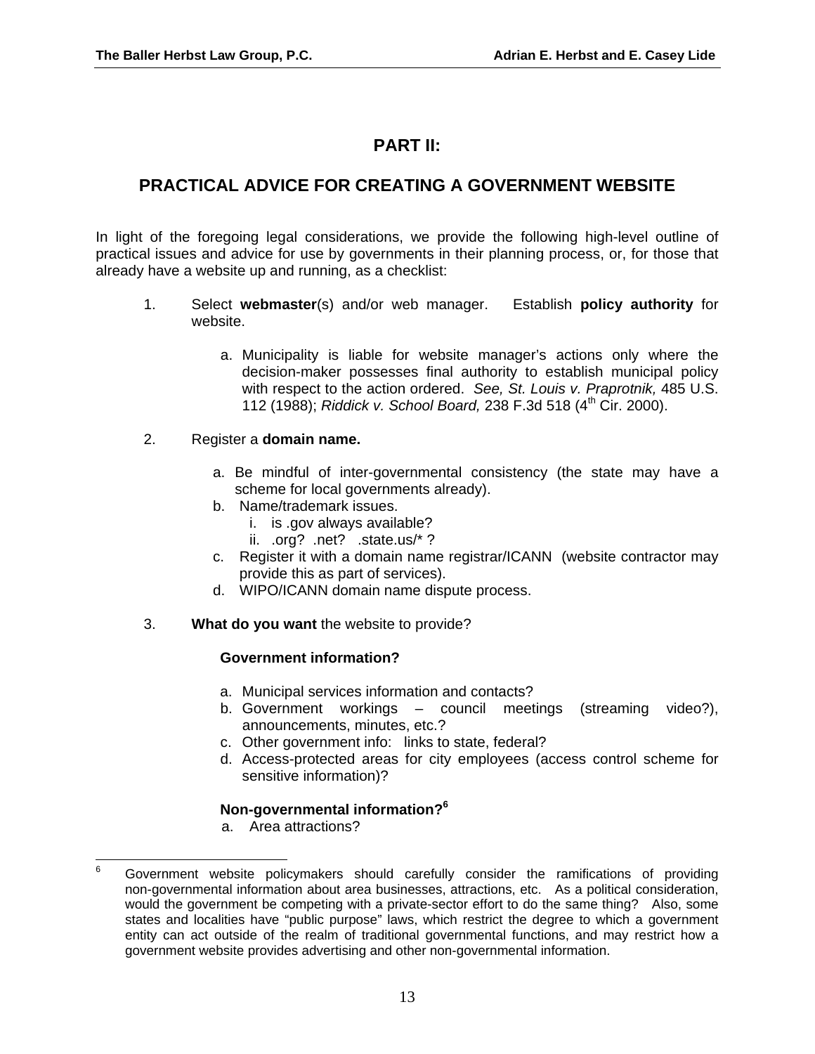# PART II:

## PRACTICAL ADVICE FOR CREATING A GOVERNMENT WEBSITE

In light of the foregoing legal considerations, we provide the following high-level outline of practical issues and advice for use by governments in their planning process, or, for those that already have a website up and running, as a checklist:

1. Select **webmaster**(s) and/or web manager. Establish **policy authority** for website.

   a. Municipality is liable for website manager's actions only where the decision-maker possesses final authority to establish municipal policy with respect to the action ordered. *See, St. Louis v. Praprotnik,* 485 U.S. 112 (1988); *Riddick v. School Board,* 238 F.3d 518 (4th Cir. 2000).

2. Register a **domain name.**

   a. Be mindful of inter-governmental consistency (the state may have a scheme for local governments already).
   b. Name/trademark issues.
      i. is .gov always available?
      ii. .org? .net? .state.us/* ?
   c. Register it with a domain name registrar/ICANN (website contractor may provide this as part of services).
   d. WIPO/ICANN domain name dispute process.

3. **What do you want** the website to provide?

   **Government information?**

   a. Municipal services information and contacts?
   b. Government workings – council meetings (streaming video?), announcements, minutes, etc.?
   c. Other government info: links to state, federal?
   d. Access-protected areas for city employees (access control scheme for sensitive information)?

   **Non-governmental information?[6]**

   a. Area attractions?

[6] Government website policymakers should carefully consider the ramifications of providing non-governmental information about area businesses, attractions, etc. As a political consideration, would the government be competing with a private-sector effort to do the same thing? Also, some states and localities have "public purpose" laws, which restrict the degree to which a government entity can act outside of the realm of traditional governmental functions, and may restrict how a government website provides advertising and other non-governmental information.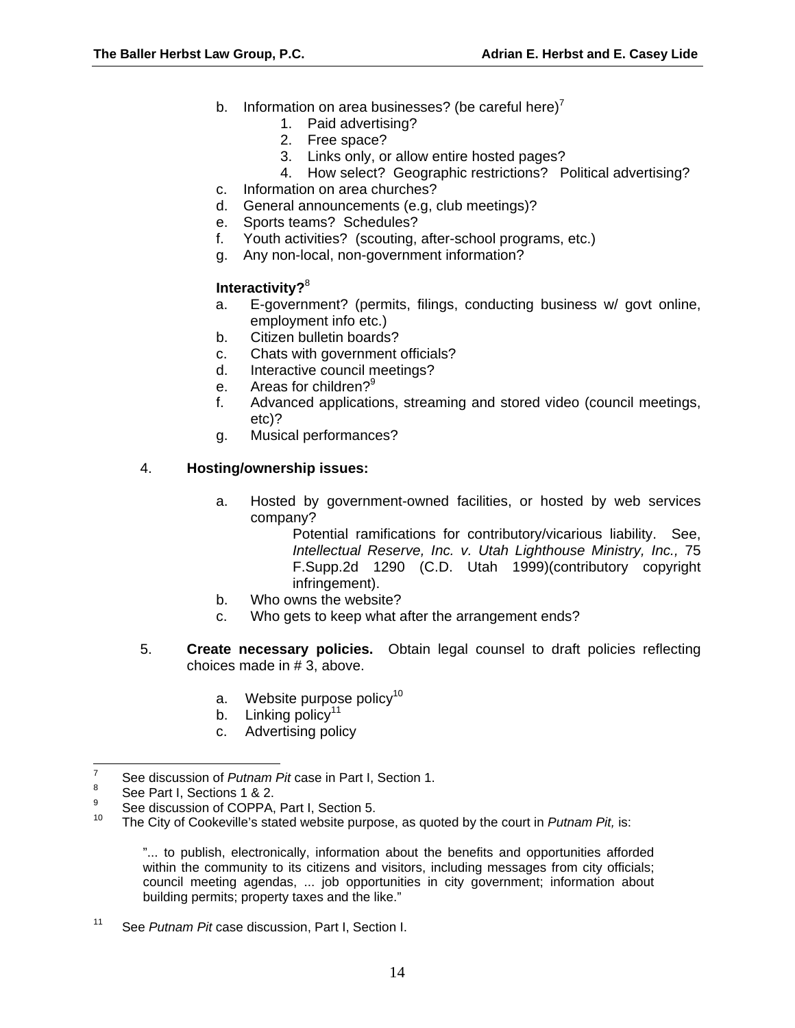b. Information on area businesses? (be careful here)[7]
   1. Paid advertising?
   2. Free space?
   3. Links only, or allow entire hosted pages?
   4. How select? Geographic restrictions? Political advertising?

c. Information on area churches?

d. General announcements (e.g, club meetings)?

e. Sports teams? Schedules?

f. Youth activities? (scouting, after-school programs, etc.)

g. Any non-local, non-government information?

**Interactivity?**[8]

a. E-government? (permits, filings, conducting business w/ govt online, employment info etc.)

b. Citizen bulletin boards?

c. Chats with government officials?

d. Interactive council meetings?

e. Areas for children?[9]

f. Advanced applications, streaming and stored video (council meetings, etc)?

g. Musical performances?

4. **Hosting/ownership issues:**

   a. Hosted by government-owned facilities, or hosted by web services company?

      Potential ramifications for contributory/vicarious liability. See, *Intellectual Reserve, Inc. v. Utah Lighthouse Ministry, Inc.,* 75 F.Supp.2d 1290 (C.D. Utah 1999)(contributory copyright infringement).

   b. Who owns the website?

   c. Who gets to keep what after the arrangement ends?

5. **Create necessary policies.** Obtain legal counsel to draft policies reflecting choices made in # 3, above.

   a. Website purpose policy[10]

   b. Linking policy[11]

   c. Advertising policy

---

[7] See discussion of *Putnam Pit* case in Part I, Section 1.

[8] See Part I, Sections 1 & 2.

[9] See discussion of COPPA, Part I, Section 5.

[10] The City of Cookeville's stated website purpose, as quoted by the court in *Putnam Pit,* is:

> "... to publish, electronically, information about the benefits and opportunities afforded within the community to its citizens and visitors, including messages from city officials; council meeting agendas, ... job opportunities in city government; information about building permits; property taxes and the like."

[11] See *Putnam Pit* case discussion, Part I, Section I.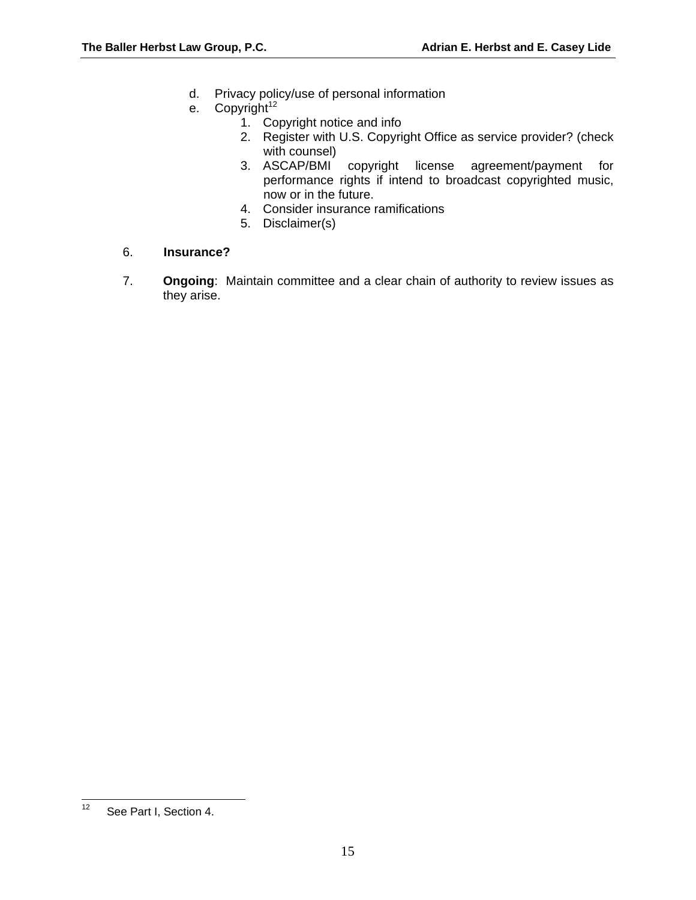d. Privacy policy/use of personal information
e. Copyright[12]
   1. Copyright notice and info
   2. Register with U.S. Copyright Office as service provider? (check with counsel)
   3. ASCAP/BMI copyright license agreement/payment for performance rights if intend to broadcast copyrighted music, now or in the future.
   4. Consider insurance ramifications
   5. Disclaimer(s)

6. **Insurance?**

7. **Ongoing**: Maintain committee and a clear chain of authority to review issues as they arise.

---

[12] See Part I, Section 4.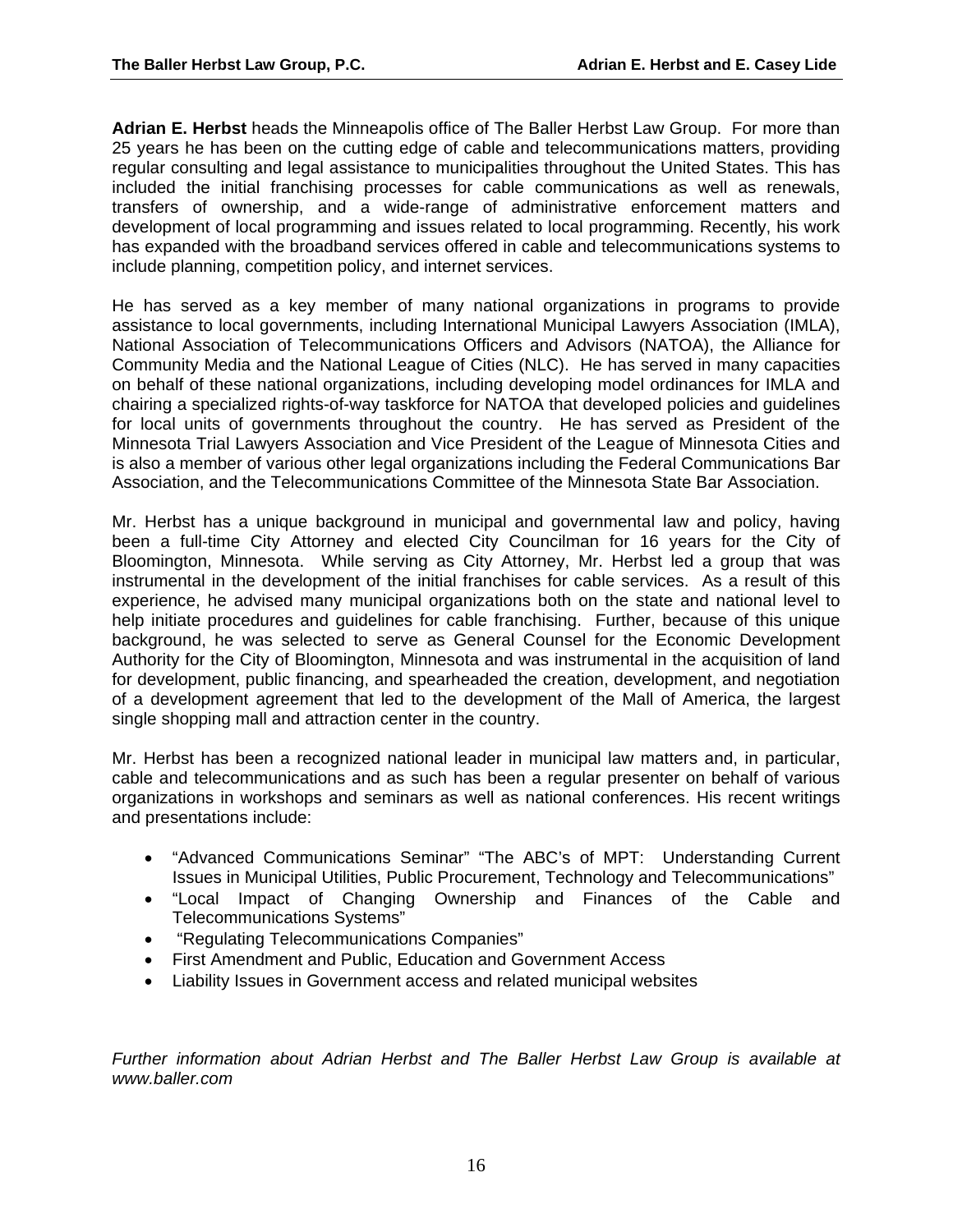**Adrian E. Herbst** heads the Minneapolis office of The Baller Herbst Law Group. For more than 25 years he has been on the cutting edge of cable and telecommunications matters, providing regular consulting and legal assistance to municipalities throughout the United States. This has included the initial franchising processes for cable communications as well as renewals, transfers of ownership, and a wide-range of administrative enforcement matters and development of local programming and issues related to local programming. Recently, his work has expanded with the broadband services offered in cable and telecommunications systems to include planning, competition policy, and internet services.

He has served as a key member of many national organizations in programs to provide assistance to local governments, including International Municipal Lawyers Association (IMLA), National Association of Telecommunications Officers and Advisors (NATOA), the Alliance for Community Media and the National League of Cities (NLC). He has served in many capacities on behalf of these national organizations, including developing model ordinances for IMLA and chairing a specialized rights-of-way taskforce for NATOA that developed policies and guidelines for local units of governments throughout the country. He has served as President of the Minnesota Trial Lawyers Association and Vice President of the League of Minnesota Cities and is also a member of various other legal organizations including the Federal Communications Bar Association, and the Telecommunications Committee of the Minnesota State Bar Association.

Mr. Herbst has a unique background in municipal and governmental law and policy, having been a full-time City Attorney and elected City Councilman for 16 years for the City of Bloomington, Minnesota. While serving as City Attorney, Mr. Herbst led a group that was instrumental in the development of the initial franchises for cable services. As a result of this experience, he advised many municipal organizations both on the state and national level to help initiate procedures and guidelines for cable franchising. Further, because of this unique background, he was selected to serve as General Counsel for the Economic Development Authority for the City of Bloomington, Minnesota and was instrumental in the acquisition of land for development, public financing, and spearheaded the creation, development, and negotiation of a development agreement that led to the development of the Mall of America, the largest single shopping mall and attraction center in the country.

Mr. Herbst has been a recognized national leader in municipal law matters and, in particular, cable and telecommunications and as such has been a regular presenter on behalf of various organizations in workshops and seminars as well as national conferences. His recent writings and presentations include:

- "Advanced Communications Seminar" "The ABC's of MPT: Understanding Current Issues in Municipal Utilities, Public Procurement, Technology and Telecommunications"
- "Local Impact of Changing Ownership and Finances of the Cable and Telecommunications Systems"
- "Regulating Telecommunications Companies"
- First Amendment and Public, Education and Government Access
- Liability Issues in Government access and related municipal websites

*Further information about Adrian Herbst and The Baller Herbst Law Group is available at www.baller.com*